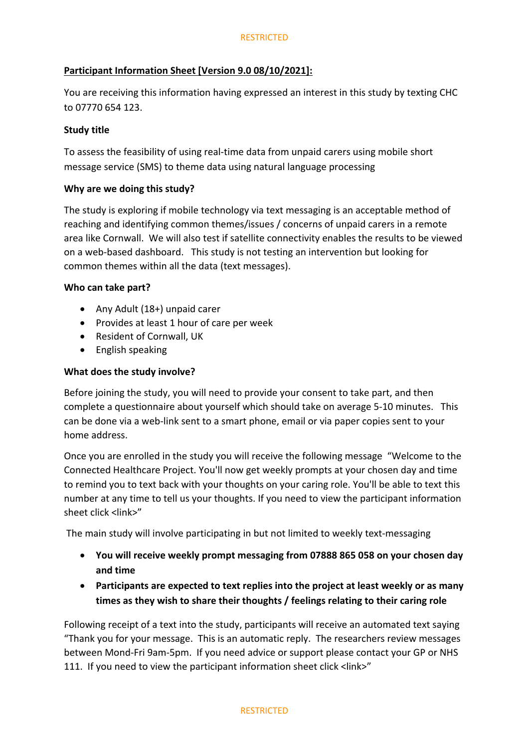**Participant Information Sheet [Version 9.0 08/10/2021]:**

You are receiving this information having expressed an interest in this study by texting CHC to 07770 654 123.

**Study title**

To assess the feasibility of using real-time data from unpaid carers using mobile short message service (SMS) to theme data using natural language processing

**Why are we doing this study?**

The study is exploring if mobile technology via text messaging is an acceptable method of reaching and identifying common themes/issues / concerns of unpaid carers in a remote area like Cornwall. We will also test if satellite connectivity enables the results to be viewed on a web-based dashboard. This study is not testing an intervention but looking for common themes within all the data (text messages).

**Who can take part?**

- Any Adult (18+) unpaid carer
- Provides at least 1 hour of care per week
- Resident of Cornwall, UK
- English speaking

**What does the study involve?**

Before joining the study, you will need to provide your consent to take part, and then complete a questionnaire about yourself which should take on average 5-10 minutes. This can be done via a web-link sent to a smart phone, email or via paper copies sent to your home address.

Once you are enrolled in the study you will receive the following message "Welcome to the Connected Healthcare Project. You'll now get weekly prompts at your chosen day and time to remind you to text back with your thoughts on your caring role. You'll be able to text this number at any time to tell us your thoughts. If you need to view the participant information sheet click <link>"

The main study will involve participating in but not limited to weekly text-messaging

- **You will receive weekly prompt messaging from 07888 865 058 on your chosen day and time**
- **Participants are expected to text replies into the project at least weekly or as many times as they wish to share their thoughts / feelings relating to their caring role**

Following receipt of a text into the study, participants will receive an automated text saying "Thank you for your message. This is an automatic reply. The researchers review messages between Mond-Fri 9am-5pm. If you need advice or support please contact your GP or NHS 111. If you need to view the participant information sheet click <link>"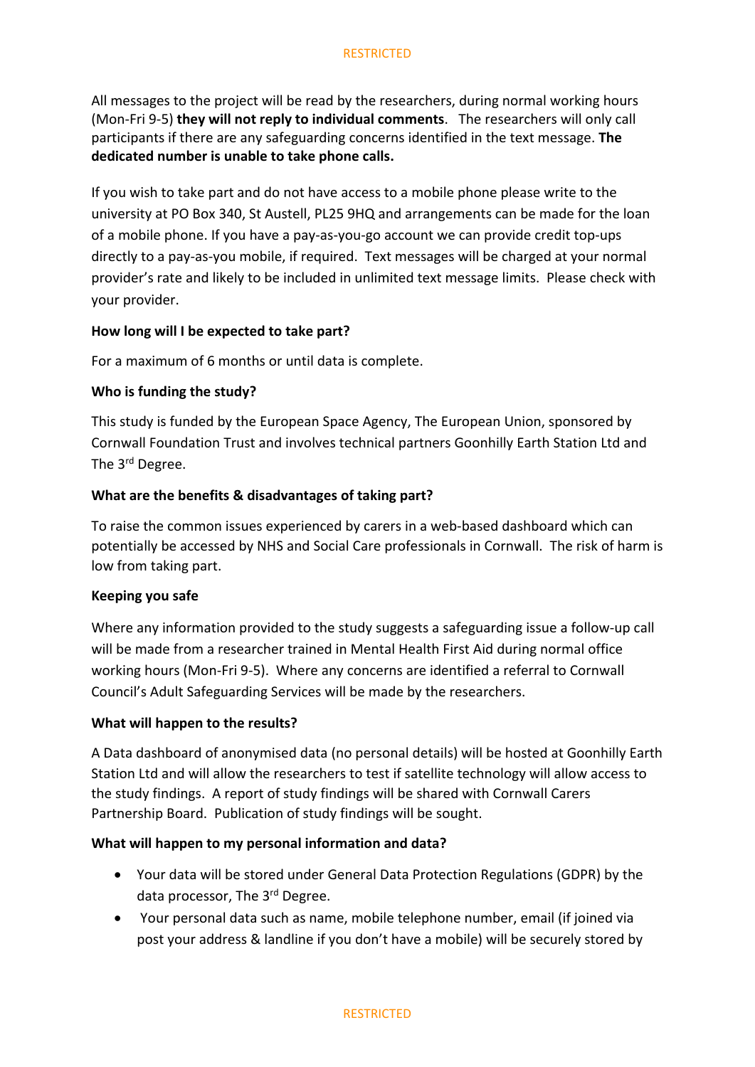All messages to the project will be read by the researchers, during normal working hours (Mon-Fri 9-5) **they will not reply to individual comments**. The researchers will only call participants if there are any safeguarding concerns identified in the text message. **The dedicated number is unable to take phone calls.**

If you wish to take part and do not have access to a mobile phone please write to the university at PO Box 340, St Austell, PL25 9HQ and arrangements can be made for the loan of a mobile phone. If you have a pay-as-you-go account we can provide credit top-ups directly to a pay-as-you mobile, if required. Text messages will be charged at your normal provider's rate and likely to be included in unlimited text message limits. Please check with your provider.

**How long will I be expected to take part?**

For a maximum of 6 months or until data is complete.

**Who is funding the study?**

This study is funded by the European Space Agency, The European Union, sponsored by Cornwall Foundation Trust and involves technical partners Goonhilly Earth Station Ltd and The 3rd Degree.

**What are the benefits & disadvantages of taking part?**

To raise the common issues experienced by carers in a web-based dashboard which can potentially be accessed by NHS and Social Care professionals in Cornwall. The risk of harm is low from taking part.

**Keeping you safe**

Where any information provided to the study suggests a safeguarding issue a follow-up call will be made from a researcher trained in Mental Health First Aid during normal office working hours (Mon-Fri 9-5). Where any concerns are identified a referral to Cornwall Council's Adult Safeguarding Services will be made by the researchers.

**What will happen to the results?**

A Data dashboard of anonymised data (no personal details) will be hosted at Goonhilly Earth Station Ltd and will allow the researchers to test if satellite technology will allow access to the study findings. A report of study findings will be shared with Cornwall Carers Partnership Board. Publication of study findings will be sought.

**What will happen to my personal information and data?**

- Your data will be stored under General Data Protection Regulations (GDPR) by the data processor, The 3rd Degree.
- Your personal data such as name, mobile telephone number, email (if joined via post your address & landline if you don't have a mobile) will be securely stored by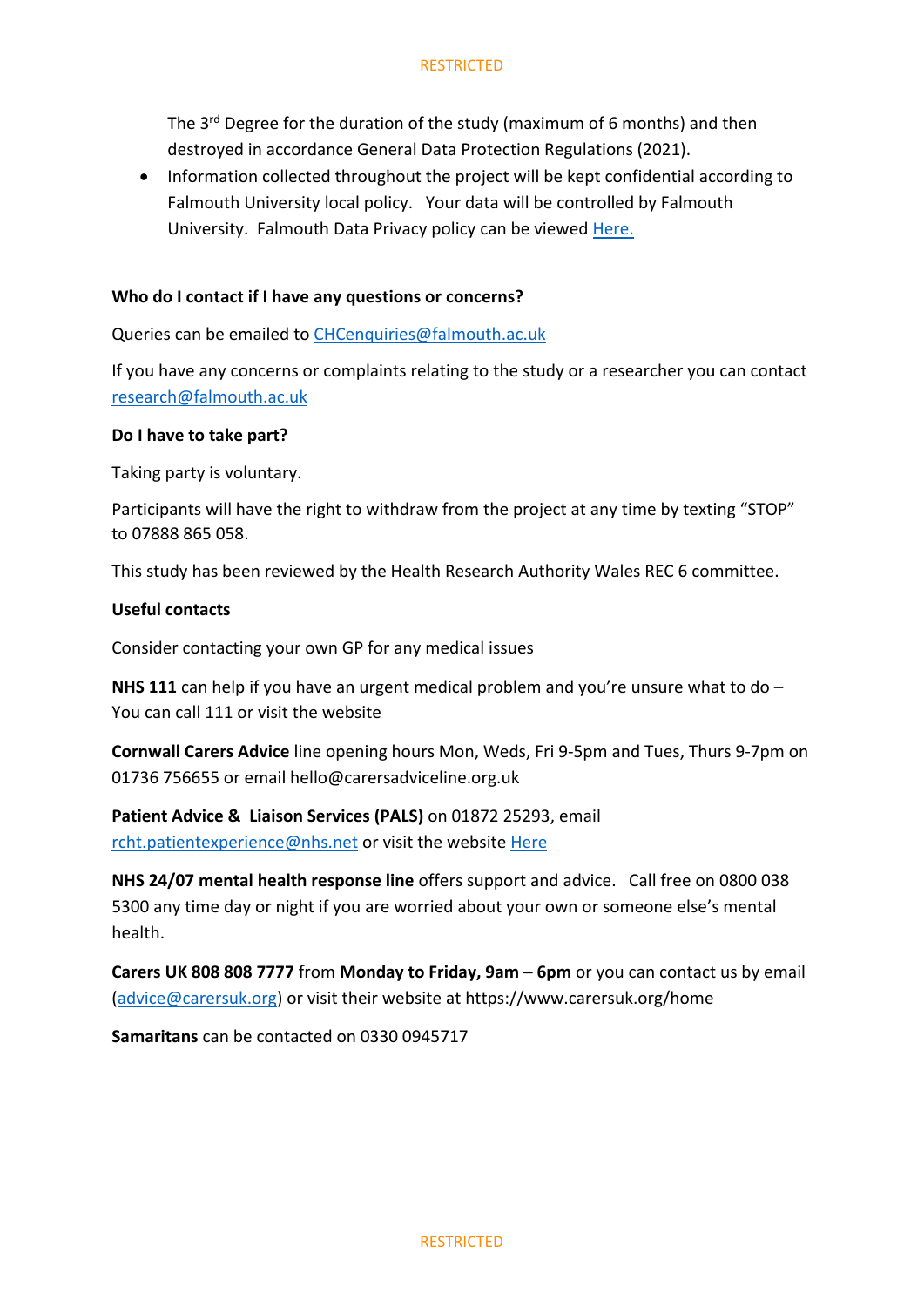The 3rd Degree for the duration of the study (maximum of 6 months) and then destroyed in accordance General Data Protection Regulations (2021).

- Information collected throughout the project will be kept confidential according to Falmouth University local policy. Your data will be controlled by Falmouth University. Falmouth Data Privacy policy can be viewed Here.

**Who do I contact if I have any questions or concerns?**

Queries can be emailed to CHCenquiries@falmouth.ac.uk

If you have any concerns or complaints relating to the study or a researcher you can contact research@falmouth.ac.uk

**Do I have to take part?**

Taking party is voluntary.

Participants will have the right to withdraw from the project at any time by texting "STOP" to 07888 865 058.

This study has been reviewed by the Health Research Authority Wales REC 6 committee.

**Useful contacts**

Consider contacting your own GP for any medical issues

**NHS 111** can help if you have an urgent medical problem and you're unsure what to do – You can call 111 or visit the website

**Cornwall Carers Advice** line opening hours Mon, Weds, Fri 9-5pm and Tues, Thurs 9-7pm on 01736 756655 or email hello@carersadviceline.org.uk

**Patient Advice & Liaison Services (PALS)** on 01872 25293, email rcht.patientexperience@nhs.net or visit the website Here

**NHS 24/07 mental health response line** offers support and advice. Call free on 0800 038 5300 any time day or night if you are worried about your own or someone else's mental health.

**Carers UK 808 808 7777** from **Monday to Friday, 9am – 6pm** or you can contact us by email (advice@carersuk.org) or visit their website at https://www.carersuk.org/home

**Samaritans** can be contacted on 0330 0945717